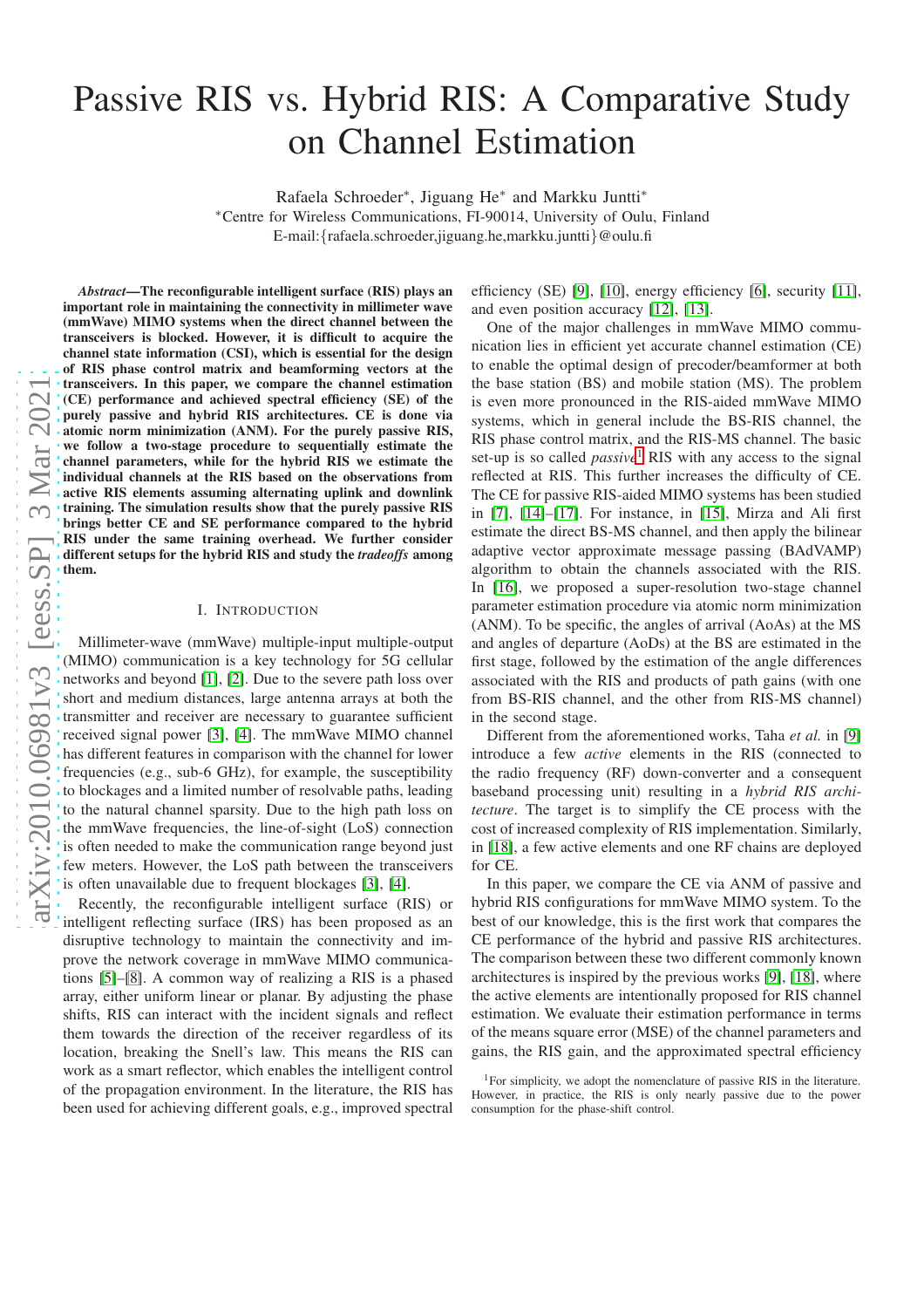# Passive RIS vs. Hybrid RIS: A Comparative Study on Channel Estimation

Rafaela Schroeder[*], Jiguang He[*] and Markku Juntti[*]

[*]Centre for Wireless Communications, FI-90014, University of Oulu, Finland

E-mail:{rafaela.schroeder,jiguang.he,markku.juntti}@oulu.fi

***Abstract*—The reconfigurable intelligent surface (RIS) plays an important role in maintaining the connectivity in millimeter wave (mmWave) MIMO systems when the direct channel between the transceivers is blocked. However, it is difficult to acquire the channel state information (CSI), which is essential for the design of RIS phase control matrix and beamforming vectors at the transceivers. In this paper, we compare the channel estimation (CE) performance and achieved spectral efficiency (SE) of the purely passive and hybrid RIS architectures. CE is done via atomic norm minimization (ANM). For the purely passive RIS, we follow a two-stage procedure to sequentially estimate the channel parameters, while for the hybrid RIS we estimate the individual channels at the RIS based on the observations from active RIS elements assuming alternating uplink and downlink training. The simulation results show that the purely passive RIS brings better CE and SE performance compared to the hybrid RIS under the same training overhead. We further consider different setups for the hybrid RIS and study the *tradeoffs* among them.**

## I. Introduction

Millimeter-wave (mmWave) multiple-input multiple-output (MIMO) communication is a key technology for 5G cellular networks and beyond [1], [2]. Due to the severe path loss over short and medium distances, large antenna arrays at both the transmitter and receiver are necessary to guarantee sufficient received signal power [3], [4]. The mmWave MIMO channel has different features in comparison with the channel for lower frequencies (e.g., sub-6 GHz), for example, the susceptibility to blockages and a limited number of resolvable paths, leading to the natural channel sparsity. Due to the high path loss on the mmWave frequencies, the line-of-sight (LoS) connection is often needed to make the communication range beyond just few meters. However, the LoS path between the transceivers is often unavailable due to frequent blockages [3], [4].

Recently, the reconfigurable intelligent surface (RIS) or intelligent reflecting surface (IRS) has been proposed as an disruptive technology to maintain the connectivity and improve the network coverage in mmWave MIMO communications [5]–[8]. A common way of realizing a RIS is a phased array, either uniform linear or planar. By adjusting the phase shifts, RIS can interact with the incident signals and reflect them towards the direction of the receiver regardless of its location, breaking the Snell's law. This means the RIS can work as a smart reflector, which enables the intelligent control of the propagation environment. In the literature, the RIS has been used for achieving different goals, e.g., improved spectral efficiency (SE) [9], [10], energy efficiency [6], security [11], and even position accuracy [12], [13].

One of the major challenges in mmWave MIMO communication lies in efficient yet accurate channel estimation (CE) to enable the optimal design of precoder/beamformer at both the base station (BS) and mobile station (MS). The problem is even more pronounced in the RIS-aided mmWave MIMO systems, which in general include the BS-RIS channel, the RIS phase control matrix, and the RIS-MS channel. The basic set-up is so called *passive*[1] RIS with any access to the signal reflected at RIS. This further increases the difficulty of CE. The CE for passive RIS-aided MIMO systems has been studied in [7], [14]–[17]. For instance, in [15], Mirza and Ali first estimate the direct BS-MS channel, and then apply the bilinear adaptive vector approximate message passing (BAdVAMP) algorithm to obtain the channels associated with the RIS. In [16], we proposed a super-resolution two-stage channel parameter estimation procedure via atomic norm minimization (ANM). To be specific, the angles of arrival (AoAs) at the MS and angles of departure (AoDs) at the BS are estimated in the first stage, followed by the estimation of the angle differences associated with the RIS and products of path gains (with one from BS-RIS channel, and the other from RIS-MS channel) in the second stage.

Different from the aforementioned works, Taha *et al.* in [9] introduce a few *active* elements in the RIS (connected to the radio frequency (RF) down-converter and a consequent baseband processing unit) resulting in a *hybrid RIS architecture*. The target is to simplify the CE process with the cost of increased complexity of RIS implementation. Similarly, in [18], a few active elements and one RF chains are deployed for CE.

In this paper, we compare the CE via ANM of passive and hybrid RIS configurations for mmWave MIMO system. To the best of our knowledge, this is the first work that compares the CE performance of the hybrid and passive RIS architectures. The comparison between these two different commonly known architectures is inspired by the previous works [9], [18], where the active elements are intentionally proposed for RIS channel estimation. We evaluate their estimation performance in terms of the means square error (MSE) of the channel parameters and gains, the RIS gain, and the approximated spectral efficiency

[1]For simplicity, we adopt the nomenclature of passive RIS in the literature. However, in practice, the RIS is only nearly passive due to the power consumption for the phase-shift control.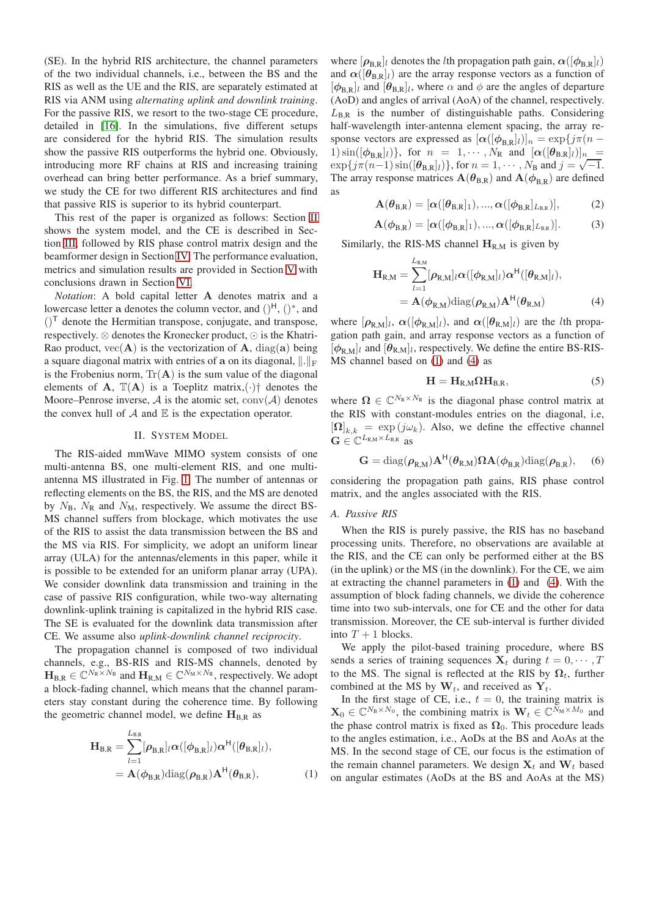(SE). In the hybrid RIS architecture, the channel parameters of the two individual channels, i.e., between the BS and the RIS as well as the UE and the RIS, are separately estimated at RIS via ANM using *alternating uplink and downlink training*. For the passive RIS, we resort to the two-stage CE procedure, detailed in [16]. In the simulations, five different setups are considered for the hybrid RIS. The simulation results show the passive RIS outperforms the hybrid one. Obviously, introducing more RF chains at RIS and increasing training overhead can bring better performance. As a brief summary, we study the CE for two different RIS architectures and find that passive RIS is superior to its hybrid counterpart.

This rest of the paper is organized as follows: Section II shows the system model, and the CE is described in Section III, followed by RIS phase control matrix design and the beamformer design in Section IV. The performance evaluation, metrics and simulation results are provided in Section V with conclusions drawn in Section VI.

*Notation*: A bold capital letter $\mathbf{A}$ denotes matrix and a lowercase letter $\mathbf{a}$ denotes the column vector, and $()^{\mathsf{H}}$, $()^{*}$, and $()^{\mathsf{T}}$ denote the Hermitian transpose, conjugate, and transpose, respectively. $\otimes$ denotes the Kronecker product, $\odot$ is the Khatri-Rao product, $\mathrm{vec}(\mathbf{A})$ is the vectorization of $\mathbf{A}$, $\mathrm{diag}(\mathbf{a})$ being a square diagonal matrix with entries of $\mathbf{a}$ on its diagonal, $\|.\|_{\mathrm{F}}$ is the Frobenius norm, $\mathrm{Tr}(\mathbf{A})$ is the sum value of the diagonal elements of $\mathbf{A}$, $\mathbb{T}(\mathbf{A})$ is a Toeplitz matrix,$(\cdot)^{\dagger}$ denotes the Moore–Penrose inverse, $\mathcal{A}$ is the atomic set, $\mathrm{conv}(\mathcal{A})$ denotes the convex hull of $\mathcal{A}$ and $\mathbb{E}$ is the expectation operator.

## II. System Model

The RIS-aided mmWave MIMO system consists of one multi-antenna BS, one multi-element RIS, and one multi-antenna MS illustrated in Fig. 1. The number of antennas or reflecting elements on the BS, the RIS, and the MS are denoted by $N_{\mathrm{B}}$, $N_{\mathrm{R}}$ and $N_{\mathrm{M}}$, respectively. We assume the direct BS-MS channel suffers from blockage, which motivates the use of the RIS to assist the data transmission between the BS and the MS via RIS. For simplicity, we adopt an uniform linear array (ULA) for the antennas/elements in this paper, while it is possible to be extended for an uniform planar array (UPA). We consider downlink data transmission and training in the case of passive RIS configuration, while two-way alternating downlink-uplink training is capitalized in the hybrid RIS case. The SE is evaluated for the downlink data transmission after CE. We assume also *uplink-downlink channel reciprocity*.

The propagation channel is composed of two individual channels, e.g., BS-RIS and RIS-MS channels, denoted by $\mathbf{H}_{\mathrm{B,R}} \in \mathbb{C}^{N_{\mathrm{R}} \times N_{\mathrm{B}}}$ and $\mathbf{H}_{\mathrm{R,M}} \in \mathbb{C}^{N_{\mathrm{M}} \times N_{\mathrm{R}}}$, respectively. We adopt a block-fading channel, which means that the channel parameters stay constant during the coherence time. By following the geometric channel model, we define $\mathbf{H}_{\mathrm{B,R}}$ as

$$
\begin{aligned}
\mathbf{H}_{\mathrm{B,R}} &= \sum_{l=1}^{L_{\mathrm{B,R}}} [\boldsymbol{\rho}_{\mathrm{B,R}}]_l \boldsymbol{\alpha}([\boldsymbol{\phi}_{\mathrm{B,R}}]_l) \boldsymbol{\alpha}^{\mathsf{H}}([\boldsymbol{\theta}_{\mathrm{B,R}}]_l), \\
&= \mathbf{A}(\boldsymbol{\phi}_{\mathrm{B,R}}) \mathrm{diag}(\boldsymbol{\rho}_{\mathrm{B,R}}) \mathbf{A}^{\mathsf{H}}(\boldsymbol{\theta}_{\mathrm{B,R}}),
\end{aligned} \tag{1}
$$

where $[\boldsymbol{\rho}_{\mathrm{B,R}}]_l$ denotes the $l$th propagation path gain, $\boldsymbol{\alpha}([\boldsymbol{\phi}_{\mathrm{B,R}}]_l)$ and $\boldsymbol{\alpha}([\boldsymbol{\theta}_{\mathrm{B,R}}]_l)$ are the array response vectors as a function of $[\boldsymbol{\phi}_{\mathrm{B,R}}]_l$ and $[\boldsymbol{\theta}_{\mathrm{B,R}}]_l$, where $\alpha$ and $\phi$ are the angles of departure (AoD) and angles of arrival (AoA) of the channel, respectively. $L_{\mathrm{B,R}}$ is the number of distinguishable paths. Considering half-wavelength inter-antenna element spacing, the array response vectors are expressed as $[\boldsymbol{\alpha}([\boldsymbol{\phi}_{\mathrm{B,R}}]_l)]_n = \exp\{j\pi(n-1)\sin([\boldsymbol{\phi}_{\mathrm{B,R}}]_l)\}$, for $n = 1, \cdots, N_{\mathrm{R}}$ and $[\boldsymbol{\alpha}([\boldsymbol{\theta}_{\mathrm{B,R}}]_l)]_n = \exp\{j\pi(n-1)\sin([\boldsymbol{\theta}_{\mathrm{B,R}}]_l)\}$, for $n = 1, \cdots, N_{\mathrm{B}}$ and $j = \sqrt{-1}$. The array response matrices $\mathbf{A}(\boldsymbol{\theta}_{\mathrm{B,R}})$ and $\mathbf{A}(\boldsymbol{\phi}_{\mathrm{B,R}})$ are defined as

$$
\mathbf{A}(\boldsymbol{\theta}_{\mathrm{B,R}}) = [\boldsymbol{\alpha}([\boldsymbol{\theta}_{\mathrm{B,R}}]_1), ..., \boldsymbol{\alpha}([\boldsymbol{\phi}_{\mathrm{B,R}}]_{L_{\mathrm{B,R}}})], \tag{2}
$$

$$
\mathbf{A}(\boldsymbol{\phi}_{\mathrm{B,R}}) = [\boldsymbol{\alpha}([\boldsymbol{\phi}_{\mathrm{B,R}}]_1), ..., \boldsymbol{\alpha}([\boldsymbol{\phi}_{\mathrm{B,R}}]_{L_{\mathrm{B,R}}})]. \tag{3}
$$

Similarly, the RIS-MS channel $\mathbf{H}_{\mathrm{R,M}}$ is given by

$$
\begin{aligned}
\mathbf{H}_{\mathrm{R,M}} &= \sum_{l=1}^{L_{\mathrm{R,M}}} [\boldsymbol{\rho}_{\mathrm{R,M}}]_l \boldsymbol{\alpha}([\boldsymbol{\phi}_{\mathrm{R,M}}]_l) \boldsymbol{\alpha}^{\mathsf{H}}([\boldsymbol{\theta}_{\mathrm{R,M}}]_l), \\
&= \mathbf{A}(\boldsymbol{\phi}_{\mathrm{R,M}}) \mathrm{diag}(\boldsymbol{\rho}_{\mathrm{R,M}}) \mathbf{A}^{\mathsf{H}}(\boldsymbol{\theta}_{\mathrm{R,M}})
\end{aligned} \tag{4}
$$

where $[\boldsymbol{\rho}_{\mathrm{R,M}}]_l$, $\boldsymbol{\alpha}([\boldsymbol{\phi}_{\mathrm{R,M}}]_l)$, and $\boldsymbol{\alpha}([\boldsymbol{\theta}_{\mathrm{R,M}}]_l)$ are the $l$th propagation path gain, and array response vectors as a function of $[\boldsymbol{\phi}_{\mathrm{R,M}}]_l$ and $[\boldsymbol{\theta}_{\mathrm{R,M}}]_l$, respectively. We define the entire BS-RIS-MS channel based on (1) and (4) as

$$
\mathbf{H} = \mathbf{H}_{\mathrm{R,M}} \boldsymbol{\Omega} \mathbf{H}_{\mathrm{B,R}}, \tag{5}
$$

where $\boldsymbol{\Omega} \in \mathbb{C}^{N_{\mathrm{R}} \times N_{\mathrm{R}}}$ is the diagonal phase control matrix at the RIS with constant-modules entries on the diagonal, i.e, $[\boldsymbol{\Omega}]_{k,k} = \exp(j\omega_k)$. Also, we define the effective channel $\mathbf{G} \in \mathbb{C}^{L_{\mathrm{R,M}} \times L_{\mathrm{B,R}}}$ as

$$
\mathbf{G} = \mathrm{diag}(\boldsymbol{\rho}_{\mathrm{R,M}}) \mathbf{A}^{\mathsf{H}}(\boldsymbol{\theta}_{\mathrm{R,M}}) \boldsymbol{\Omega} \mathbf{A}(\boldsymbol{\phi}_{\mathrm{B,R}}) \mathrm{diag}(\boldsymbol{\rho}_{\mathrm{B,R}}), \tag{6}
$$

considering the propagation path gains, RIS phase control matrix, and the angles associated with the RIS.

### A. Passive RIS

When the RIS is purely passive, the RIS has no baseband processing units. Therefore, no observations are available at the RIS, and the CE can only be performed either at the BS (in the uplink) or the MS (in the downlink). For the CE, we aim at extracting the channel parameters in (1) and (4). With the assumption of block fading channels, we divide the coherence time into two sub-intervals, one for CE and the other for data transmission. Moreover, the CE sub-interval is further divided into $T+1$ blocks.

We apply the pilot-based training procedure, where BS sends a series of training sequences $\mathbf{X}_t$ during $t = 0, \cdots, T$ to the MS. The signal is reflected at the RIS by $\boldsymbol{\Omega}_t$, further combined at the MS by $\mathbf{W}_t$, and received as $\mathbf{Y}_t$.

In the first stage of CE, i.e., $t = 0$, the training matrix is $\mathbf{X}_0 \in \mathbb{C}^{N_{\mathrm{B}} \times N_0}$, the combining matrix is $\mathbf{W}_t \in \mathbb{C}^{N_{\mathrm{M}} \times M_0}$ and the phase control matrix is fixed as $\boldsymbol{\Omega}_0$. This procedure leads to the angles estimation, i.e., AoDs at the BS and AoAs at the MS. In the second stage of CE, our focus is the estimation of the remain channel parameters. We design $\mathbf{X}_t$ and $\mathbf{W}_t$ based on angular estimates (AoDs at the BS and AoAs at the MS)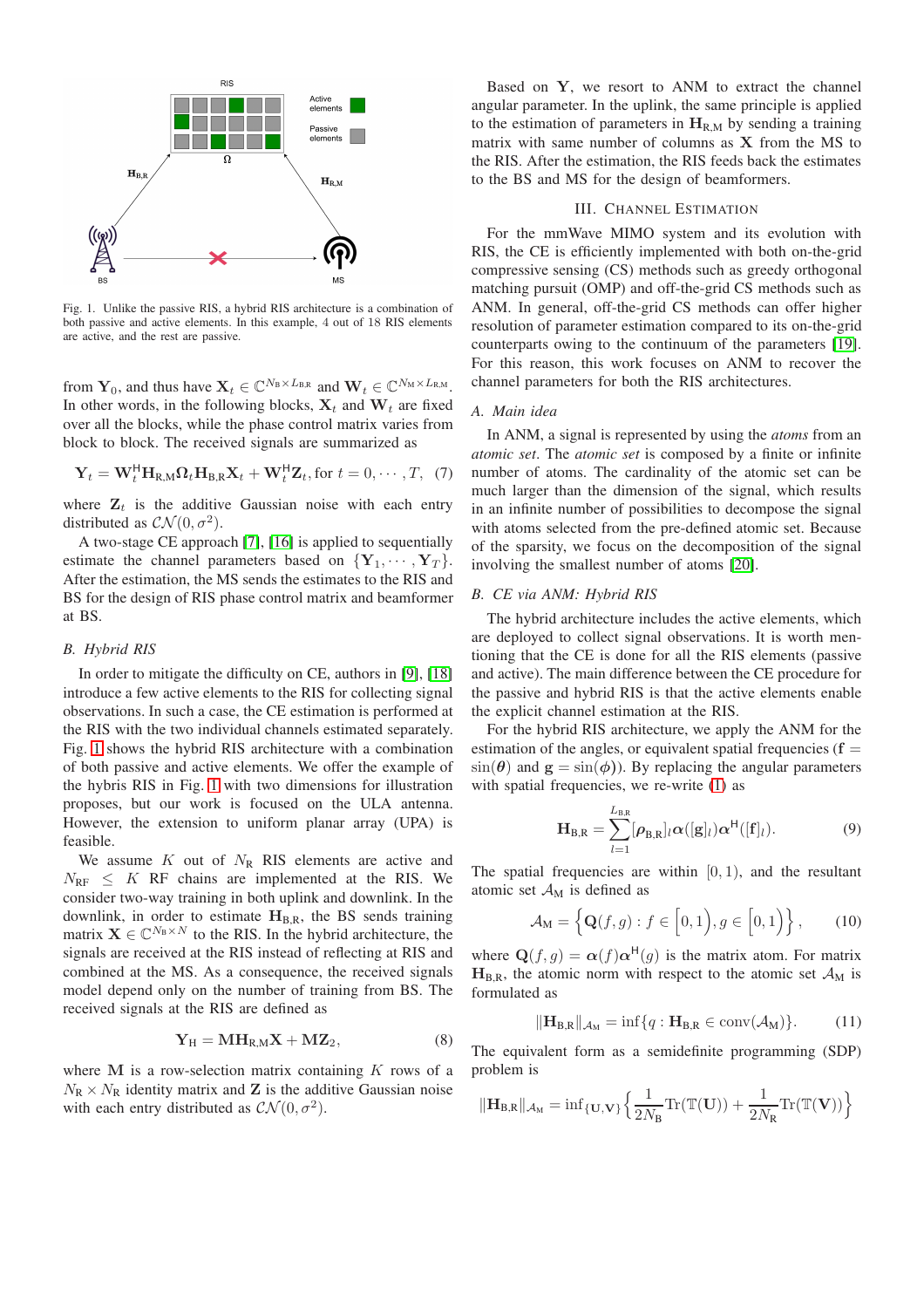Fig. 1. Unlike the passive RIS, a hybrid RIS architecture is a combination of both passive and active elements. In this example, 4 out of 18 RIS elements are active, and the rest are passive.

from $\mathbf{Y}_0$, and thus have $\mathbf{X}_t \in \mathbb{C}^{N_\mathrm{B}\times L_\mathrm{B,R}}$ and $\mathbf{W}_t \in \mathbb{C}^{N_\mathrm{M}\times L_\mathrm{R,M}}$. In other words, in the following blocks, $\mathbf{X}_t$ and $\mathbf{W}_t$ are fixed over all the blocks, while the phase control matrix varies from block to block. The received signals are summarized as

$$\mathbf{Y}_t = \mathbf{W}_t^\mathsf{H}\mathbf{H}_\mathrm{R,M}\boldsymbol{\Omega}_t\mathbf{H}_\mathrm{B,R}\mathbf{X}_t + \mathbf{W}_t^\mathsf{H}\mathbf{Z}_t, \text{for } t = 0, \cdots, T, \quad (7)$$

where $\mathbf{Z}_t$ is the additive Gaussian noise with each entry distributed as $\mathcal{CN}(0, \sigma^2)$.

A two-stage CE approach [7], [16] is applied to sequentially estimate the channel parameters based on $\{\mathbf{Y}_1, \cdots, \mathbf{Y}_T\}$. After the estimation, the MS sends the estimates to the RIS and BS for the design of RIS phase control matrix and beamformer at BS.

### B. Hybrid RIS

In order to mitigate the difficulty on CE, authors in [9], [18] introduce a few active elements to the RIS for collecting signal observations. In such a case, the CE estimation is performed at the RIS with the two individual channels estimated separately. Fig. 1 shows the hybrid RIS architecture with a combination of both passive and active elements. We offer the example of the hybris RIS in Fig. 1 with two dimensions for illustration proposes, but our work is focused on the ULA antenna. However, the extension to uniform planar array (UPA) is feasible.

We assume $K$ out of $N_\mathrm{R}$ RIS elements are active and $N_\mathrm{RF} \leq K$ RF chains are implemented at the RIS. We consider two-way training in both uplink and downlink. In the downlink, in order to estimate $\mathbf{H}_\mathrm{B,R}$, the BS sends training matrix $\mathbf{X} \in \mathbb{C}^{N_\mathrm{B}\times N}$ to the RIS. In the hybrid architecture, the signals are received at the RIS instead of reflecting at RIS and combined at the MS. As a consequence, the received signals model depend only on the number of training from BS. The received signals at the RIS are defined as

$$\mathbf{Y}_\mathrm{H} = \mathbf{M}\mathbf{H}_\mathrm{R,M}\mathbf{X} + \mathbf{M}\mathbf{Z}_2, \quad (8)$$

where $\mathbf{M}$ is a row-selection matrix containing $K$ rows of a $N_\mathrm{R}\times N_\mathrm{R}$ identity matrix and $\mathbf{Z}$ is the additive Gaussian noise with each entry distributed as $\mathcal{CN}(0, \sigma^2)$.

Based on $\mathbf{Y}$, we resort to ANM to extract the channel angular parameter. In the uplink, the same principle is applied to the estimation of parameters in $\mathbf{H}_\mathrm{R,M}$ by sending a training matrix with same number of columns as $\mathbf{X}$ from the MS to the RIS. After the estimation, the RIS feeds back the estimates to the BS and MS for the design of beamformers.

## III. Channel Estimation

For the mmWave MIMO system and its evolution with RIS, the CE is efficiently implemented with both on-the-grid compressive sensing (CS) methods such as greedy orthogonal matching pursuit (OMP) and off-the-grid CS methods such as ANM. In general, off-the-grid CS methods can offer higher resolution of parameter estimation compared to its on-the-grid counterparts owing to the continuum of the parameters [19]. For this reason, this work focuses on ANM to recover the channel parameters for both the RIS architectures.

### A. Main idea

In ANM, a signal is represented by using the *atoms* from an *atomic set*. The *atomic set* is composed by a finite or infinite number of atoms. The cardinality of the atomic set can be much larger than the dimension of the signal, which results in an infinite number of possibilities to decompose the signal with atoms selected from the pre-defined atomic set. Because of the sparsity, we focus on the decomposition of the signal involving the smallest number of atoms [20].

### B. CE via ANM: Hybrid RIS

The hybrid architecture includes the active elements, which are deployed to collect signal observations. It is worth mentioning that the CE is done for all the RIS elements (passive and active). The main difference between the CE procedure for the passive and hybrid RIS is that the active elements enable the explicit channel estimation at the RIS.

For the hybrid RIS architecture, we apply the ANM for the estimation of the angles, or equivalent spatial frequencies ($\mathbf{f} = \sin(\boldsymbol{\theta})$ and $\mathbf{g} = \sin(\boldsymbol{\phi})$). By replacing the angular parameters with spatial frequencies, we re-write (1) as

$$\mathbf{H}_\mathrm{B,R} = \sum_{l=1}^{L_\mathrm{B,R}} [\boldsymbol{\rho}_\mathrm{B,R}]_l \boldsymbol{\alpha}([\mathbf{g}]_l)\boldsymbol{\alpha}^\mathsf{H}([\mathbf{f}]_l). \quad (9)$$

The spatial frequencies are within $[0, 1)$, and the resultant atomic set $\mathcal{A}_\mathrm{M}$ is defined as

$$\mathcal{A}_\mathrm{M} = \left\{\mathbf{Q}(f, g) : f \in \Big[0, 1\Big), g \in \Big[0, 1\Big)\right\}, \quad (10)$$

where $\mathbf{Q}(f, g) = \boldsymbol{\alpha}(f)\boldsymbol{\alpha}^\mathsf{H}(g)$ is the matrix atom. For matrix $\mathbf{H}_\mathrm{B,R}$, the atomic norm with respect to the atomic set $\mathcal{A}_\mathrm{M}$ is formulated as

$$\|\mathbf{H}_\mathrm{B,R}\|_{\mathcal{A}_\mathrm{M}} = \inf\{q : \mathbf{H}_\mathrm{B,R} \in \mathrm{conv}(\mathcal{A}_\mathrm{M})\}. \quad (11)$$

The equivalent form as a semidefinite programming (SDP) problem is

$$\|\mathbf{H}_\mathrm{B,R}\|_{\mathcal{A}_\mathrm{M}} = \inf_{\{\mathbf{U},\mathbf{V}\}}\left\{\frac{1}{2N_\mathrm{B}}\mathrm{Tr}(\mathbb{T}(\mathbf{U})) + \frac{1}{2N_\mathrm{R}}\mathrm{Tr}(\mathbb{T}(\mathbf{V}))\right\}$$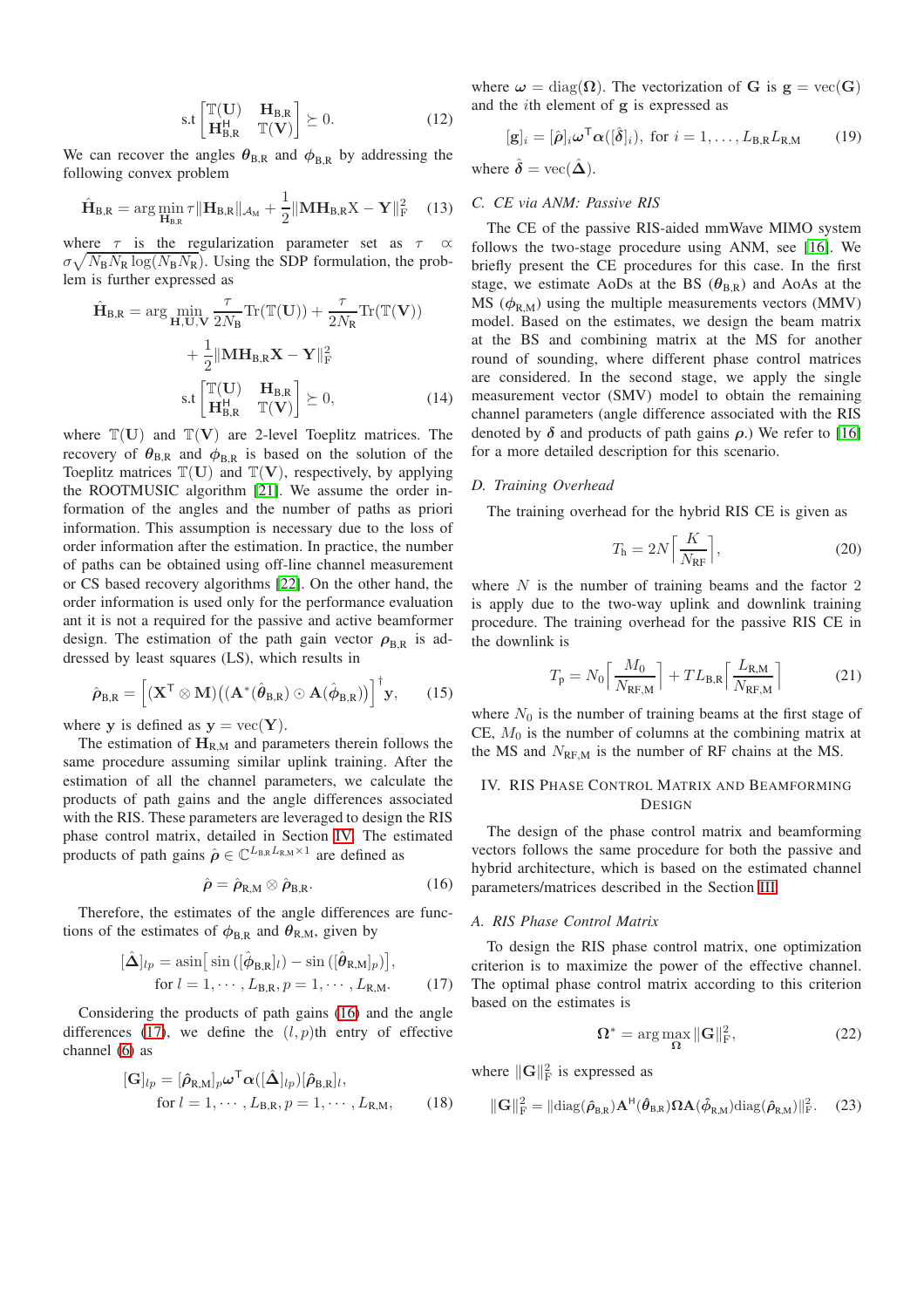$$\text{s.t} \begin{bmatrix} \mathbb{T}(\mathbf{U}) & \mathbf{H}_{\text{B,R}} \\ \mathbf{H}_{\text{B,R}}^{\mathsf{H}} & \mathbb{T}(\mathbf{V}) \end{bmatrix} \succeq 0. \tag{12}$$

We can recover the angles $\boldsymbol{\theta}_{\text{B,R}}$ and $\boldsymbol{\phi}_{\text{B,R}}$ by addressing the following convex problem

$$\hat{\mathbf{H}}_{\text{B,R}} = \arg\min_{\mathbf{H}_{\text{B,R}}} \tau \|\mathbf{H}_{\text{B,R}}\|_{\mathcal{A}_{\text{M}}} + \frac{1}{2}\|\mathbf{M}\mathbf{H}_{\text{B,R}}\text{X} - \mathbf{Y}\|_{\text{F}}^2 \tag{13}$$

where $\tau$ is the regularization parameter set as $\tau \propto \sigma\sqrt{N_{\text{B}}N_{\text{R}}\log(N_{\text{B}}N_{\text{R}})}$. Using the SDP formulation, the problem is further expressed as

$$\begin{aligned} \hat{\mathbf{H}}_{\text{B,R}} = \arg\min_{\mathbf{H},\mathbf{U},\mathbf{V}} & \frac{\tau}{2N_{\text{B}}}\text{Tr}(\mathbb{T}(\mathbf{U})) + \frac{\tau}{2N_{\text{R}}}\text{Tr}(\mathbb{T}(\mathbf{V})) \\ & + \frac{1}{2}\|\mathbf{M}\mathbf{H}_{\text{B,R}}\mathbf{X} - \mathbf{Y}\|_{\text{F}}^2 \\ \text{s.t} & \begin{bmatrix} \mathbb{T}(\mathbf{U}) & \mathbf{H}_{\text{B,R}} \\ \mathbf{H}_{\text{B,R}}^{\mathsf{H}} & \mathbb{T}(\mathbf{V}) \end{bmatrix} \succeq 0, \end{aligned} \tag{14}$$

where $\mathbb{T}(\mathbf{U})$ and $\mathbb{T}(\mathbf{V})$ are 2-level Toeplitz matrices. The recovery of $\boldsymbol{\theta}_{\text{B,R}}$ and $\boldsymbol{\phi}_{\text{B,R}}$ is based on the solution of the Toeplitz matrices $\mathbb{T}(\mathbf{U})$ and $\mathbb{T}(\mathbf{V})$, respectively, by applying the ROOTMUSIC algorithm [21]. We assume the order information of the angles and the number of paths as priori information. This assumption is necessary due to the loss of order information after the estimation. In practice, the number of paths can be obtained using off-line channel measurement or CS based recovery algorithms [22]. On the other hand, the order information is used only for the performance evaluation ant it is not a required for the passive and active beamformer design. The estimation of the path gain vector $\boldsymbol{\rho}_{\text{B,R}}$ is addressed by least squares (LS), which results in

$$\hat{\boldsymbol{\rho}}_{\text{B,R}} = \left[(\mathbf{X}^{\mathsf{T}} \otimes \mathbf{M})\big((\mathbf{A}^*(\hat{\boldsymbol{\theta}}_{\text{B,R}}) \odot \mathbf{A}(\hat{\boldsymbol{\phi}}_{\text{B,R}})\big)\right]^{\dagger}\mathbf{y}, \tag{15}$$

where $\mathbf{y}$ is defined as $\mathbf{y} = \text{vec}(\mathbf{Y})$.

The estimation of $\mathbf{H}_{\text{R,M}}$ and parameters therein follows the same procedure assuming similar uplink training. After the estimation of all the channel parameters, we calculate the products of path gains and the angle differences associated with the RIS. These parameters are leveraged to design the RIS phase control matrix, detailed in Section IV. The estimated products of path gains $\hat{\boldsymbol{\rho}} \in \mathbb{C}^{L_{\text{B,R}}L_{\text{R,M}}\times 1}$ are defined as

$$\hat{\boldsymbol{\rho}} = \hat{\boldsymbol{\rho}}_{\text{R,M}} \otimes \hat{\boldsymbol{\rho}}_{\text{B,R}}. \tag{16}$$

Therefore, the estimates of the angle differences are functions of the estimates of $\boldsymbol{\phi}_{\text{B,R}}$ and $\boldsymbol{\theta}_{\text{R,M}}$, given by

$$\begin{aligned} [\hat{\boldsymbol{\Delta}}]_{lp} &= \text{asin}\big[\sin([\hat{\boldsymbol{\phi}}_{\text{B,R}}]_l) - \sin([\hat{\boldsymbol{\theta}}_{\text{R,M}}]_p)\big], \\ &\text{for } l = 1, \cdots, L_{\text{B,R}}, p = 1, \cdots, L_{\text{R,M}}. \end{aligned} \tag{17}$$

Considering the products of path gains (16) and the angle differences (17), we define the $(l,p)$th entry of effective channel (6) as

$$\begin{aligned} [\mathbf{G}]_{lp} &= [\hat{\boldsymbol{\rho}}_{\text{R,M}}]_p \boldsymbol{\omega}^{\mathsf{T}}\boldsymbol{\alpha}([\hat{\boldsymbol{\Delta}}]_{lp})[\hat{\boldsymbol{\rho}}_{\text{B,R}}]_l, \\ &\text{for } l = 1, \cdots, L_{\text{B,R}}, p = 1, \cdots, L_{\text{R,M}}, \end{aligned} \tag{18}$$

where $\boldsymbol{\omega} = \text{diag}(\boldsymbol{\Omega})$. The vectorization of $\mathbf{G}$ is $\mathbf{g} = \text{vec}(\mathbf{G})$ and the $i$th element of $\mathbf{g}$ is expressed as

$$[\mathbf{g}]_i = [\hat{\boldsymbol{\rho}}]_i \boldsymbol{\omega}^{\mathsf{T}}\boldsymbol{\alpha}([\hat{\boldsymbol{\delta}}]_i), \text{ for } i = 1, \ldots, L_{\text{B,R}}L_{\text{R,M}} \tag{19}$$

where $\hat{\boldsymbol{\delta}} = \text{vec}(\hat{\boldsymbol{\Delta}})$.

### C. CE via ANM: Passive RIS

The CE of the passive RIS-aided mmWave MIMO system follows the two-stage procedure using ANM, see [16]. We briefly present the CE procedures for this case. In the first stage, we estimate AoDs at the BS ($\boldsymbol{\theta}_{\text{B,R}}$) and AoAs at the MS ($\boldsymbol{\phi}_{\text{R,M}}$) using the multiple measurements vectors (MMV) model. Based on the estimates, we design the beam matrix at the BS and combining matrix at the MS for another round of sounding, where different phase control matrices are considered. In the second stage, we apply the single measurement vector (SMV) model to obtain the remaining channel parameters (angle difference associated with the RIS denoted by $\boldsymbol{\delta}$ and products of path gains $\boldsymbol{\rho}$.) We refer to [16] for a more detailed description for this scenario.

### D. Training Overhead

The training overhead for the hybrid RIS CE is given as

$$T_{\text{h}} = 2N\left\lceil \frac{K}{N_{\text{RF}}} \right\rceil, \tag{20}$$

where $N$ is the number of training beams and the factor 2 is apply due to the two-way uplink and downlink training procedure. The training overhead for the passive RIS CE in the downlink is

$$T_{\text{p}} = N_0\left\lceil \frac{M_0}{N_{\text{RF,M}}} \right\rceil + TL_{\text{B,R}}\left\lceil \frac{L_{\text{R,M}}}{N_{\text{RF,M}}} \right\rceil \tag{21}$$

where $N_0$ is the number of training beams at the first stage of CE, $M_0$ is the number of columns at the combining matrix at the MS and $N_{\text{RF,M}}$ is the number of RF chains at the MS.

## IV. RIS Phase Control Matrix and Beamforming Design

The design of the phase control matrix and beamforming vectors follows the same procedure for both the passive and hybrid architecture, which is based on the estimated channel parameters/matrices described in the Section III.

### A. RIS Phase Control Matrix

To design the RIS phase control matrix, one optimization criterion is to maximize the power of the effective channel. The optimal phase control matrix according to this criterion based on the estimates is

$$\boldsymbol{\Omega}^* = \arg\max_{\boldsymbol{\Omega}} \|\mathbf{G}\|_{\text{F}}^2, \tag{22}$$

where $\|\mathbf{G}\|_{\text{F}}^2$ is expressed as

$$\|\mathbf{G}\|_{\text{F}}^2 = \|\text{diag}(\hat{\boldsymbol{\rho}}_{\text{B,R}})\mathbf{A}^{\mathsf{H}}(\hat{\boldsymbol{\theta}}_{\text{B,R}})\boldsymbol{\Omega}\mathbf{A}(\hat{\boldsymbol{\phi}}_{\text{R,M}})\text{diag}(\hat{\boldsymbol{\rho}}_{\text{R,M}})\|_{\text{F}}^2. \tag{23}$$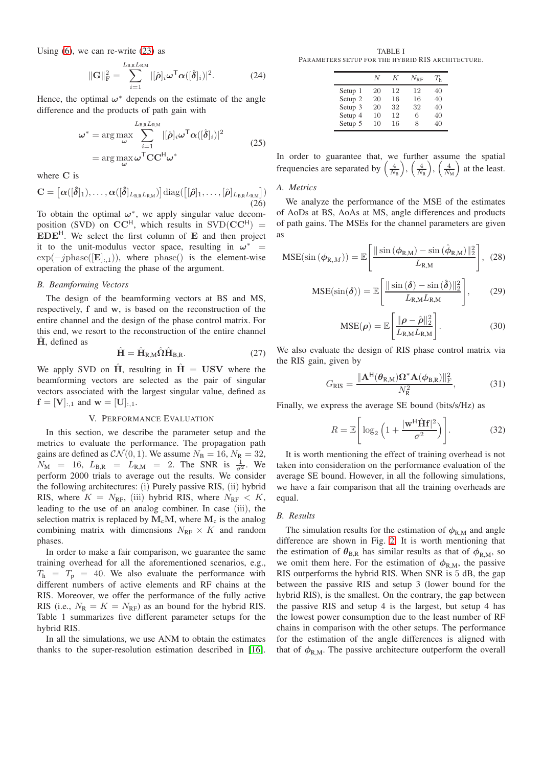Using (6), we can re-write (23) as

$$\|\mathbf{G}\|_{\mathrm{F}}^2 = \sum_{i=1}^{L_{\mathrm{B,R}}L_{\mathrm{R,M}}} |[\hat{\boldsymbol{\rho}}]_i \boldsymbol{\omega}^{\mathsf{T}} \boldsymbol{\alpha}([\hat{\boldsymbol{\delta}}]_i)|^2. \tag{24}$$

Hence, the optimal $\boldsymbol{\omega}^*$ depends on the estimate of the angle difference and the products of path gain with

$$\begin{aligned}\boldsymbol{\omega}^* &= \arg\max_{\boldsymbol{\omega}} \sum_{i=1}^{L_{\mathrm{B,R}}L_{\mathrm{R,M}}} |[\hat{\boldsymbol{\rho}}]_i \boldsymbol{\omega}^{\mathsf{T}} \boldsymbol{\alpha}([\hat{\boldsymbol{\delta}}]_i)|^2 \\ &= \arg\max_{\boldsymbol{\omega}} \boldsymbol{\omega}^{\mathsf{T}} \mathbf{C}\mathbf{C}^{\mathsf{H}} \boldsymbol{\omega}^*\end{aligned} \tag{25}$$

where $\mathbf{C}$ is

$$\mathbf{C} = \left[\boldsymbol{\alpha}([\hat{\boldsymbol{\delta}}]_1), \ldots, \boldsymbol{\alpha}([\hat{\boldsymbol{\delta}}]_{L_{\mathrm{B,R}}L_{\mathrm{R,M}}})\right] \mathrm{diag}(\left[[\hat{\boldsymbol{\rho}}]_1, \ldots, [\hat{\boldsymbol{\rho}}]_{L_{\mathrm{B,R}}L_{\mathrm{R,M}}}\right]) \tag{26}$$

To obtain the optimal $\boldsymbol{\omega}^*$, we apply singular value decomposition (SVD) on $\mathbf{C}\mathbf{C}^{\mathsf{H}}$, which results in $\mathrm{SVD}(\mathbf{C}\mathbf{C}^{\mathsf{H}}) = \mathbf{E}\mathbf{D}\mathbf{E}^{\mathsf{H}}$. We select the first column of $\mathbf{E}$ and then project it to the unit-modulus vector space, resulting in $\boldsymbol{\omega}^* = \exp(-j\mathrm{phase}([\mathbf{E}]_{:,1}))$, where $\mathrm{phase}()$ is the element-wise operation of extracting the phase of the argument.

### B. Beamforming Vectors

The design of the beamforming vectors at BS and MS, respectively, $\mathbf{f}$ and $\mathbf{w}$, is based on the reconstruction of the entire channel and the design of the phase control matrix. For this end, we resort to the reconstruction of the entire channel $\hat{\mathbf{H}}$, defined as

$$\hat{\mathbf{H}} = \hat{\mathbf{H}}_{\mathrm{R,M}} \hat{\boldsymbol{\Omega}} \hat{\mathbf{H}}_{\mathrm{B,R}}. \tag{27}$$

We apply SVD on $\hat{\mathbf{H}}$, resulting in $\hat{\mathbf{H}} = \mathbf{U}\mathbf{S}\mathbf{V}$ where the beamforming vectors are selected as the pair of singular vectors associated with the largest singular value, defined as $\mathbf{f} = [\mathbf{V}]_{:,1}$ and $\mathbf{w} = [\mathbf{U}]_{:,1}$.

## V. Performance Evaluation

In this section, we describe the parameter setup and the metrics to evaluate the performance. The propagation path gains are defined as $\mathcal{CN}(0, 1)$. We assume $N_{\mathrm{B}} = 16$, $N_{\mathrm{R}} = 32$, $N_{\mathrm{M}} = 16$, $L_{\mathrm{B,R}} = L_{\mathrm{R,M}} = 2$. The SNR is $\frac{1}{\sigma^2}$. We perform 2000 trials to average out the results. We consider the following architectures: (i) Purely passive RIS, (ii) hybrid RIS, where $K = N_{\mathrm{RF}}$, (iii) hybrid RIS, where $N_{\mathrm{RF}} < K$, leading to the use of an analog combiner. In case (iii), the selection matrix is replaced by $\mathbf{M}_{\mathrm{c}}\mathbf{M}$, where $\mathbf{M}_{\mathrm{c}}$ is the analog combining matrix with dimensions $N_{\mathrm{RF}} \times K$ and random phases.

In order to make a fair comparison, we guarantee the same training overhead for all the aforementioned scenarios, e.g., $T_{\mathrm{h}} = T_{\mathrm{p}} = 40$. We also evaluate the performance with different numbers of active elements and RF chains at the RIS. Moreover, we offer the performance of the fully active RIS (i.e., $N_{\mathrm{R}} = K = N_{\mathrm{RF}}$) as an bound for the hybrid RIS. Table 1 summarizes five different parameter setups for the hybrid RIS.

In all the simulations, we use ANM to obtain the estimates thanks to the super-resolution estimation described in [16].

TABLE I
Parameters setup for the hybrid RIS architecture.

| | $N$ | $K$ | $N_{\mathrm{RF}}$ | $T_{\mathrm{h}}$ |
|---|---|---|---|---|
| Setup 1 | 20 | 12 | 12 | 40 |
| Setup 2 | 20 | 16 | 16 | 40 |
| Setup 3 | 20 | 32 | 32 | 40 |
| Setup 4 | 10 | 12 | 6 | 40 |
| Setup 5 | 10 | 16 | 8 | 40 |

In order to guarantee that, we further assume the spatial frequencies are separated by $\left(\frac{4}{N_{\mathrm{B}}}\right)$, $\left(\frac{4}{N_{\mathrm{R}}}\right)$, $\left(\frac{4}{N_{\mathrm{M}}}\right)$ at the least.

### A. Metrics

We analyze the performance of the MSE of the estimates of AoDs at BS, AoAs at MS, angle differences and products of path gains. The MSEs for the channel parameters are given as

$$\mathrm{MSE}(\sin(\boldsymbol{\phi}_{\mathrm{R},M})) = \mathbb{E}\left[\frac{\|\sin(\boldsymbol{\phi}_{\mathrm{R,M}}) - \sin(\hat{\boldsymbol{\phi}}_{\mathrm{R,M}})\|_2^2}{L_{\mathrm{R,M}}}\right], \tag{28}$$

$$\mathrm{MSE}(\sin(\boldsymbol{\delta})) = \mathbb{E}\left[\frac{\|\sin(\boldsymbol{\delta}) - \sin(\hat{\boldsymbol{\delta}})\|_2^2}{L_{\mathrm{R,M}}L_{\mathrm{R,M}}}\right], \tag{29}$$

$$\mathrm{MSE}(\boldsymbol{\rho}) = \mathbb{E}\left[\frac{\|\boldsymbol{\rho} - \hat{\boldsymbol{\rho}}\|_2^2}{L_{\mathrm{R,M}}L_{\mathrm{R,M}}}\right]. \tag{30}$$

We also evaluate the design of RIS phase control matrix via the RIS gain, given by

$$G_{\mathrm{RIS}} = \frac{\|\mathbf{A}^{\mathsf{H}}(\boldsymbol{\theta}_{\mathrm{R,M}}) \boldsymbol{\Omega}^* \mathbf{A}(\boldsymbol{\phi}_{\mathrm{B,R}})\|_{\mathrm{F}}^2}{N_{\mathrm{R}}^2}, \tag{31}$$

Finally, we express the average SE bound (bits/s/Hz) as

$$R = \mathbb{E}\left[\log_2\left(1 + \frac{|\mathbf{w}^{\mathsf{H}}\hat{\mathbf{H}}\mathbf{f}|^2}{\sigma^2}\right)\right]. \tag{32}$$

It is worth mentioning the effect of training overhead is not taken into consideration on the performance evaluation of the average SE bound. However, in all the following simulations, we have a fair comparison that all the training overheads are equal.

### B. Results

The simulation results for the estimation of $\boldsymbol{\phi}_{\mathrm{R,M}}$ and angle difference are shown in Fig. 2. It is worth mentioning that the estimation of $\boldsymbol{\theta}_{\mathrm{B,R}}$ has similar results as that of $\boldsymbol{\phi}_{\mathrm{R,M}}$, so we omit them here. For the estimation of $\boldsymbol{\phi}_{\mathrm{R,M}}$, the passive RIS outperforms the hybrid RIS. When SNR is 5 dB, the gap between the passive RIS and setup 3 (lower bound for the hybrid RIS), is the smallest. On the contrary, the gap between the passive RIS and setup 4 is the largest, but setup 4 has the lowest power consumption due to the least number of RF chains in comparison with the other setups. The performance for the estimation of the angle differences is aligned with that of $\boldsymbol{\phi}_{\mathrm{R,M}}$. The passive architecture outperform the overall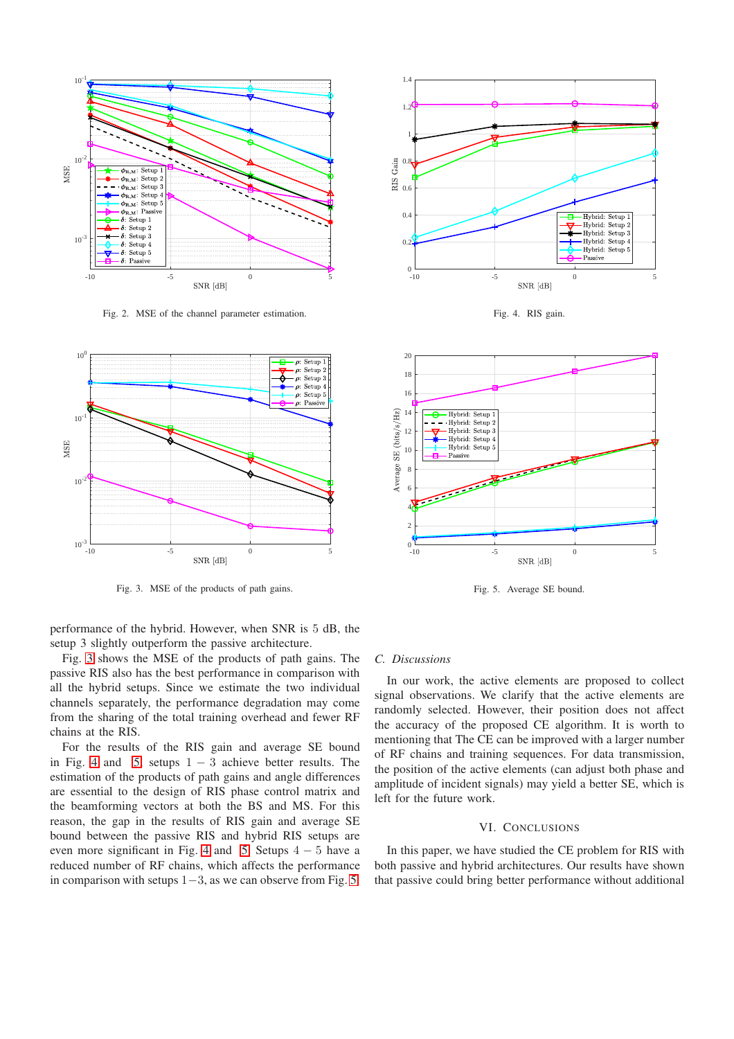Fig. 2. MSE of the channel parameter estimation.

Fig. 4. RIS gain.

Fig. 3. MSE of the products of path gains.

Fig. 5. Average SE bound.

performance of the hybrid. However, when SNR is 5 dB, the setup 3 slightly outperform the passive architecture.

Fig. 3 shows the MSE of the products of path gains. The passive RIS also has the best performance in comparison with all the hybrid setups. Since we estimate the two individual channels separately, the performance degradation may come from the sharing of the total training overhead and fewer RF chains at the RIS.

For the results of the RIS gain and average SE bound in Fig. 4 and 5, setups $1-3$ achieve better results. The estimation of the products of path gains and angle differences are essential to the design of RIS phase control matrix and the beamforming vectors at both the BS and MS. For this reason, the gap in the results of RIS gain and average SE bound between the passive RIS and hybrid RIS setups are even more significant in Fig. 4 and 5. Setups $4-5$ have a reduced number of RF chains, which affects the performance in comparison with setups $1-3$, as we can observe from Fig. 5.

### C. Discussions

In our work, the active elements are proposed to collect signal observations. We clarify that the active elements are randomly selected. However, their position does not affect the accuracy of the proposed CE algorithm. It is worth to mentioning that The CE can be improved with a larger number of RF chains and training sequences. For data transmission, the position of the active elements (can adjust both phase and amplitude of incident signals) may yield a better SE, which is left for the future work.

## VI. Conclusions

In this paper, we have studied the CE problem for RIS with both passive and hybrid architectures. Our results have shown that passive could bring better performance without additional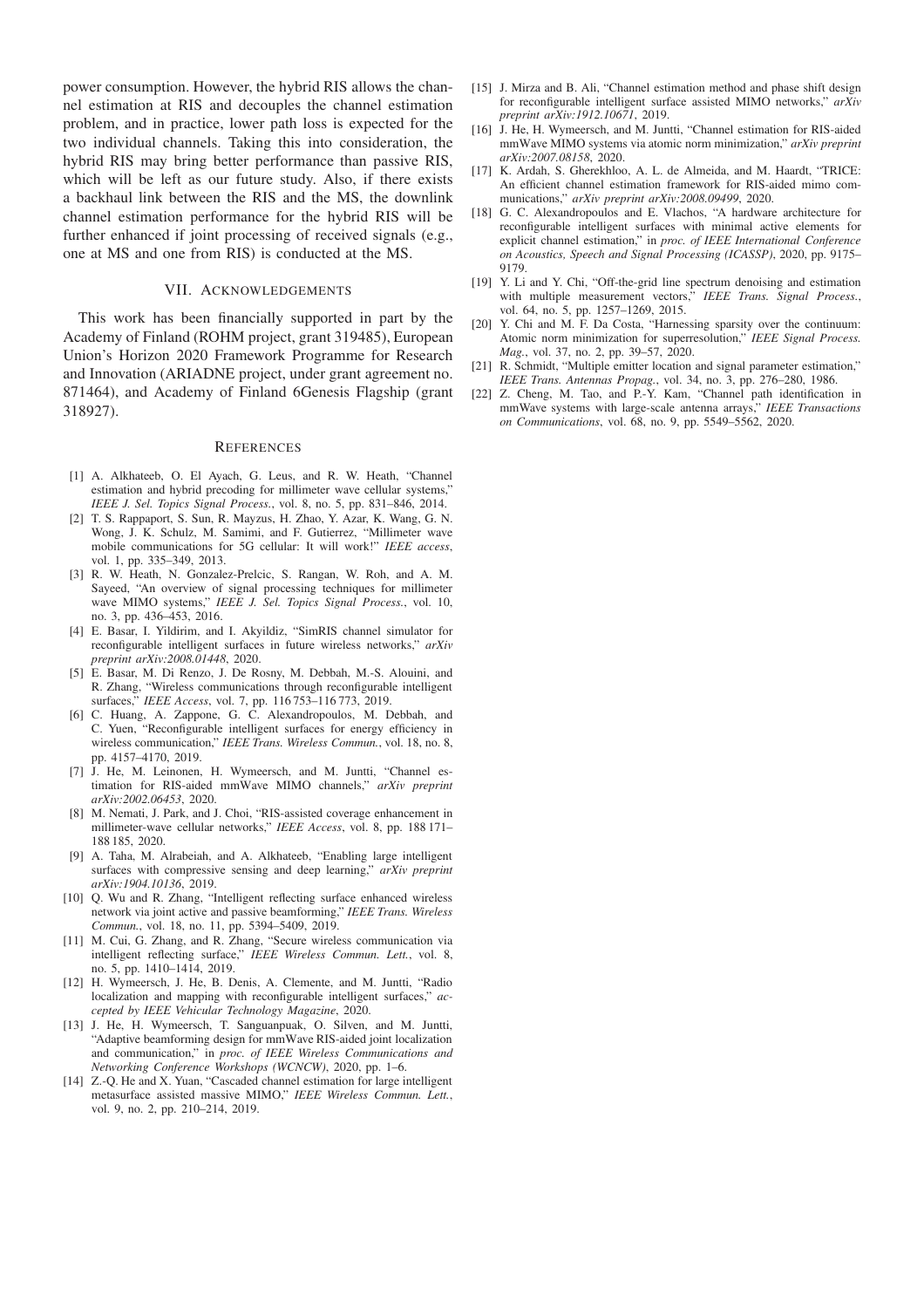power consumption. However, the hybrid RIS allows the channel estimation at RIS and decouples the channel estimation problem, and in practice, lower path loss is expected for the two individual channels. Taking this into consideration, the hybrid RIS may bring better performance than passive RIS, which will be left as our future study. Also, if there exists a backhaul link between the RIS and the MS, the downlink channel estimation performance for the hybrid RIS will be further enhanced if joint processing of received signals (e.g., one at MS and one from RIS) is conducted at the MS.

## VII. Acknowledgements

This work has been financially supported in part by the Academy of Finland (ROHM project, grant 319485), European Union's Horizon 2020 Framework Programme for Research and Innovation (ARIADNE project, under grant agreement no. 871464), and Academy of Finland 6Genesis Flagship (grant 318927).

## References

[1] A. Alkhateeb, O. El Ayach, G. Leus, and R. W. Heath, "Channel estimation and hybrid precoding for millimeter wave cellular systems," *IEEE J. Sel. Topics Signal Process.*, vol. 8, no. 5, pp. 831–846, 2014.

[2] T. S. Rappaport, S. Sun, R. Mayzus, H. Zhao, Y. Azar, K. Wang, G. N. Wong, J. K. Schulz, M. Samimi, and F. Gutierrez, "Millimeter wave mobile communications for 5G cellular: It will work!" *IEEE access*, vol. 1, pp. 335–349, 2013.

[3] R. W. Heath, N. Gonzalez-Prelcic, S. Rangan, W. Roh, and A. M. Sayeed, "An overview of signal processing techniques for millimeter wave MIMO systems," *IEEE J. Sel. Topics Signal Process.*, vol. 10, no. 3, pp. 436–453, 2016.

[4] E. Basar, I. Yildirim, and I. Akyildiz, "SimRIS channel simulator for reconfigurable intelligent surfaces in future wireless networks," *arXiv preprint arXiv:2008.01448*, 2020.

[5] E. Basar, M. Di Renzo, J. De Rosny, M. Debbah, M.-S. Alouini, and R. Zhang, "Wireless communications through reconfigurable intelligent surfaces," *IEEE Access*, vol. 7, pp. 116 753–116 773, 2019.

[6] C. Huang, A. Zappone, G. C. Alexandropoulos, M. Debbah, and C. Yuen, "Reconfigurable intelligent surfaces for energy efficiency in wireless communication," *IEEE Trans. Wireless Commun.*, vol. 18, no. 8, pp. 4157–4170, 2019.

[7] J. He, M. Leinonen, H. Wymeersch, and M. Juntti, "Channel estimation for RIS-aided mmWave MIMO channels," *arXiv preprint arXiv:2002.06453*, 2020.

[8] M. Nemati, J. Park, and J. Choi, "RIS-assisted coverage enhancement in millimeter-wave cellular networks," *IEEE Access*, vol. 8, pp. 188 171–188 185, 2020.

[9] A. Taha, M. Alrabeiah, and A. Alkhateeb, "Enabling large intelligent surfaces with compressive sensing and deep learning," *arXiv preprint arXiv:1904.10136*, 2019.

[10] Q. Wu and R. Zhang, "Intelligent reflecting surface enhanced wireless network via joint active and passive beamforming," *IEEE Trans. Wireless Commun.*, vol. 18, no. 11, pp. 5394–5409, 2019.

[11] M. Cui, G. Zhang, and R. Zhang, "Secure wireless communication via intelligent reflecting surface," *IEEE Wireless Commun. Lett.*, vol. 8, no. 5, pp. 1410–1414, 2019.

[12] H. Wymeersch, J. He, B. Denis, A. Clemente, and M. Juntti, "Radio localization and mapping with reconfigurable intelligent surfaces," *accepted by IEEE Vehicular Technology Magazine*, 2020.

[13] J. He, H. Wymeersch, T. Sanguanpuak, O. Silven, and M. Juntti, "Adaptive beamforming design for mmWave RIS-aided joint localization and communication," in *proc. of IEEE Wireless Communications and Networking Conference Workshops (WCNCW)*, 2020, pp. 1–6.

[14] Z.-Q. He and X. Yuan, "Cascaded channel estimation for large intelligent metasurface assisted massive MIMO," *IEEE Wireless Commun. Lett.*, vol. 9, no. 2, pp. 210–214, 2019.

[15] J. Mirza and B. Ali, "Channel estimation method and phase shift design for reconfigurable intelligent surface assisted MIMO networks," *arXiv preprint arXiv:1912.10671*, 2019.

[16] J. He, H. Wymeersch, and M. Juntti, "Channel estimation for RIS-aided mmWave MIMO systems via atomic norm minimization," *arXiv preprint arXiv:2007.08158*, 2020.

[17] K. Ardah, S. Gherekhloo, A. L. de Almeida, and M. Haardt, "TRICE: An efficient channel estimation framework for RIS-aided mimo communications," *arXiv preprint arXiv:2008.09499*, 2020.

[18] G. C. Alexandropoulos and E. Vlachos, "A hardware architecture for reconfigurable intelligent surfaces with minimal active elements for explicit channel estimation," in *proc. of IEEE International Conference on Acoustics, Speech and Signal Processing (ICASSP)*, 2020, pp. 9175–9179.

[19] Y. Li and Y. Chi, "Off-the-grid line spectrum denoising and estimation with multiple measurement vectors," *IEEE Trans. Signal Process.*, vol. 64, no. 5, pp. 1257–1269, 2015.

[20] Y. Chi and M. F. Da Costa, "Harnessing sparsity over the continuum: Atomic norm minimization for superresolution," *IEEE Signal Process. Mag.*, vol. 37, no. 2, pp. 39–57, 2020.

[21] R. Schmidt, "Multiple emitter location and signal parameter estimation," *IEEE Trans. Antennas Propag.*, vol. 34, no. 3, pp. 276–280, 1986.

[22] Z. Cheng, M. Tao, and P.-Y. Kam, "Channel path identification in mmWave systems with large-scale antenna arrays," *IEEE Transactions on Communications*, vol. 68, no. 9, pp. 5549–5562, 2020.